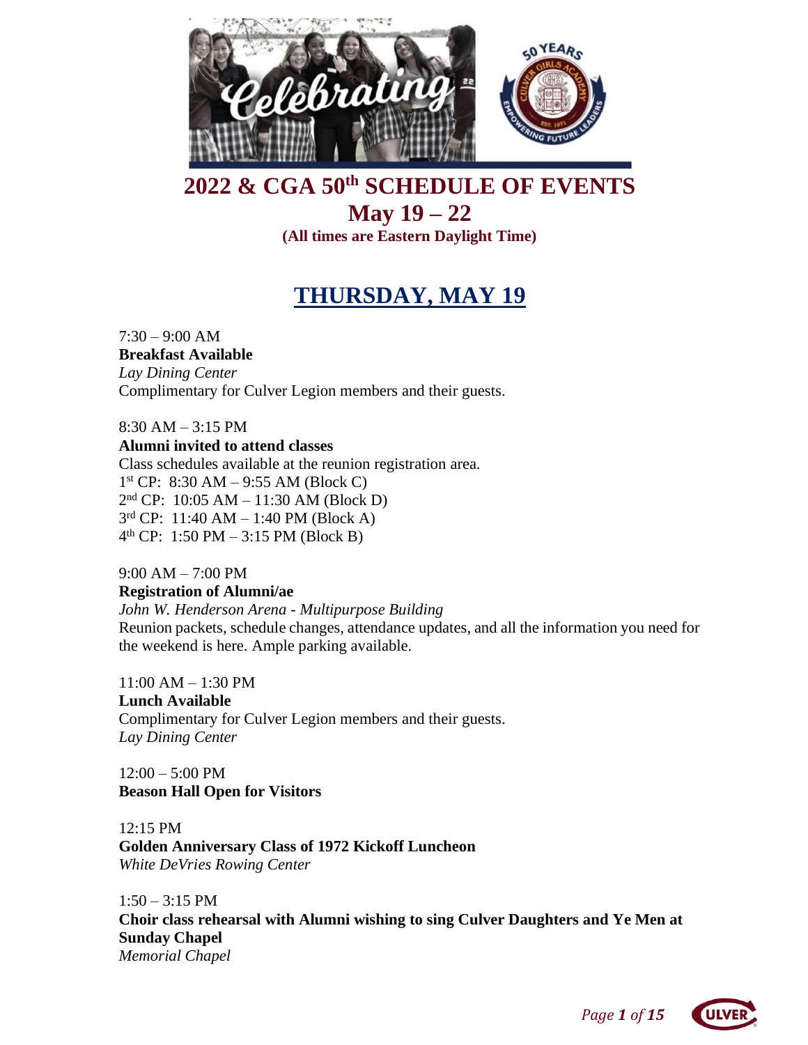# 2022 & CGA 50th SCHEDULE OF EVENTS

## May 19 – 22

**(All times are Eastern Daylight Time)**

## THURSDAY, MAY 19

7:30 – 9:00 AM
**Breakfast Available**
*Lay Dining Center*
Complimentary for Culver Legion members and their guests.

8:30 AM – 3:15 PM
**Alumni invited to attend classes**
Class schedules available at the reunion registration area.
1st CP: 8:30 AM – 9:55 AM (Block C)
2nd CP: 10:05 AM – 11:30 AM (Block D)
3rd CP: 11:40 AM – 1:40 PM (Block A)
4th CP: 1:50 PM – 3:15 PM (Block B)

9:00 AM – 7:00 PM
**Registration of Alumni/ae**
*John W. Henderson Arena - Multipurpose Building*
Reunion packets, schedule changes, attendance updates, and all the information you need for the weekend is here. Ample parking available.

11:00 AM – 1:30 PM
**Lunch Available**
Complimentary for Culver Legion members and their guests.
*Lay Dining Center*

12:00 – 5:00 PM
**Beason Hall Open for Visitors**

12:15 PM
**Golden Anniversary Class of 1972 Kickoff Luncheon**
*White DeVries Rowing Center*

1:50 – 3:15 PM
**Choir class rehearsal with Alumni wishing to sing Culver Daughters and Ye Men at Sunday Chapel**
*Memorial Chapel*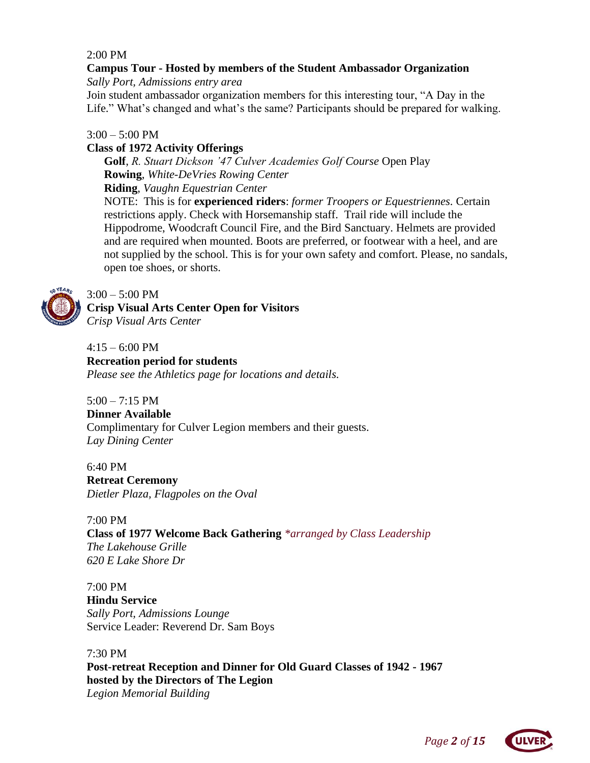2:00 PM

**Campus Tour - Hosted by members of the Student Ambassador Organization**

*Sally Port, Admissions entry area*

Join student ambassador organization members for this interesting tour, "A Day in the Life." What's changed and what's the same? Participants should be prepared for walking.

3:00 – 5:00 PM

**Class of 1972 Activity Offerings**

> **Golf**, *R. Stuart Dickson '47 Culver Academies Golf Course* Open Play
>
> **Rowing**, *White-DeVries Rowing Center*
>
> **Riding**, *Vaughn Equestrian Center*
>
> NOTE: This is for **experienced riders**: *former Troopers or Equestriennes.* Certain restrictions apply. Check with Horsemanship staff. Trail ride will include the Hippodrome, Woodcraft Council Fire, and the Bird Sanctuary. Helmets are provided and are required when mounted. Boots are preferred, or footwear with a heel, and are not supplied by the school. This is for your own safety and comfort. Please, no sandals, open toe shoes, or shorts.

3:00 – 5:00 PM

**Crisp Visual Arts Center Open for Visitors**

*Crisp Visual Arts Center*

4:15 – 6:00 PM

**Recreation period for students**

*Please see the Athletics page for locations and details.*

5:00 – 7:15 PM

**Dinner Available**

Complimentary for Culver Legion members and their guests.

*Lay Dining Center*

6:40 PM

**Retreat Ceremony**

*Dietler Plaza, Flagpoles on the Oval*

7:00 PM

**Class of 1977 Welcome Back Gathering** *\*arranged by Class Leadership*

*The Lakehouse Grille*

*620 E Lake Shore Dr*

7:00 PM

**Hindu Service**

*Sally Port, Admissions Lounge*

Service Leader: Reverend Dr. Sam Boys

7:30 PM

**Post-retreat Reception and Dinner for Old Guard Classes of 1942 - 1967 hosted by the Directors of The Legion**

*Legion Memorial Building*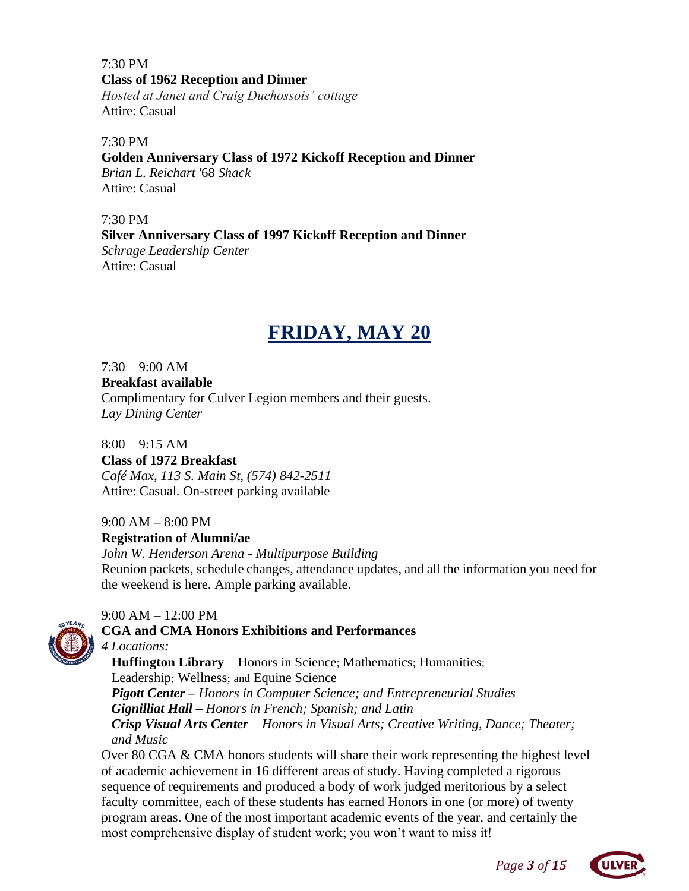7:30 PM
**Class of 1962 Reception and Dinner**
*Hosted at Janet and Craig Duchossois' cottage*
Attire: Casual

7:30 PM
**Golden Anniversary Class of 1972 Kickoff Reception and Dinner**
*Brian L. Reichart* '68 *Shack*
Attire: Casual

7:30 PM
**Silver Anniversary Class of 1997 Kickoff Reception and Dinner**
*Schrage Leadership Center*
Attire: Casual

## FRIDAY, MAY 20

7:30 – 9:00 AM
**Breakfast available**
Complimentary for Culver Legion members and their guests.
*Lay Dining Center*

8:00 – 9:15 AM
**Class of 1972 Breakfast**
*Café Max, 113 S. Main St, (574) 842-2511*
Attire: Casual. On-street parking available

9:00 AM – 8:00 PM
**Registration of Alumni/ae**
*John W. Henderson Arena - Multipurpose Building*
Reunion packets, schedule changes, attendance updates, and all the information you need for the weekend is here. Ample parking available.

9:00 AM – 12:00 PM
**CGA and CMA Honors Exhibitions and Performances**
*4 Locations:*

- **Huffington Library** – Honors in Science; Mathematics; Humanities; Leadership; Wellness; and Equine Science
- ***Pigott Center*** *– Honors in Computer Science; and Entrepreneurial Studies*
- ***Gignilliat Hall*** *– Honors in French; Spanish; and Latin*
- ***Crisp Visual Arts Center*** *– Honors in Visual Arts; Creative Writing, Dance; Theater; and Music*

Over 80 CGA & CMA honors students will share their work representing the highest level of academic achievement in 16 different areas of study. Having completed a rigorous sequence of requirements and produced a body of work judged meritorious by a select faculty committee, each of these students has earned Honors in one (or more) of twenty program areas. One of the most important academic events of the year, and certainly the most comprehensive display of student work; you won't want to miss it!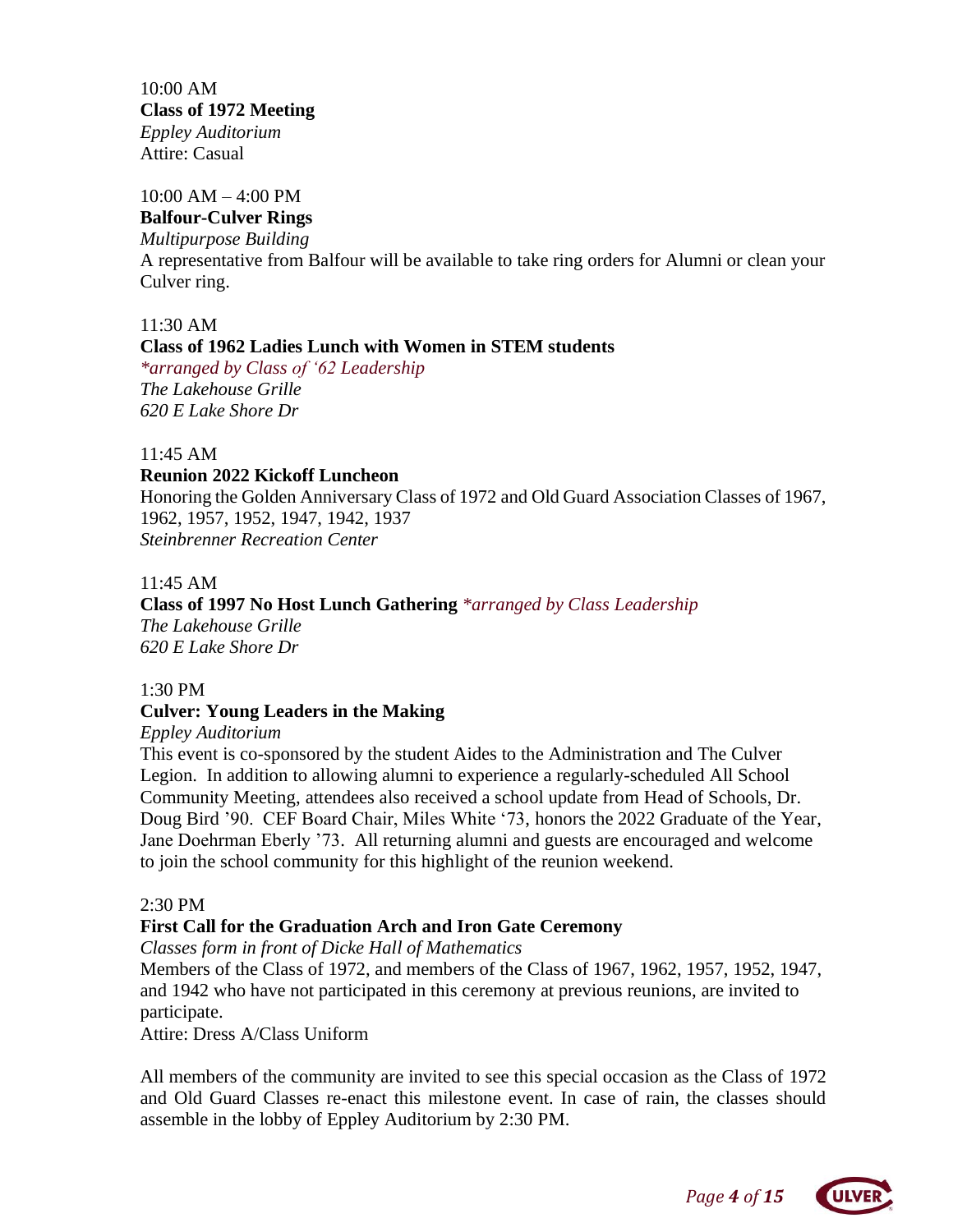10:00 AM
**Class of 1972 Meeting**
*Eppley Auditorium*
Attire: Casual

10:00 AM – 4:00 PM
**Balfour-Culver Rings**
*Multipurpose Building*
A representative from Balfour will be available to take ring orders for Alumni or clean your Culver ring.

11:30 AM
**Class of 1962 Ladies Lunch with Women in STEM students**
*\*arranged by Class of '62 Leadership*
*The Lakehouse Grille*
*620 E Lake Shore Dr*

11:45 AM
**Reunion 2022 Kickoff Luncheon**
Honoring the Golden Anniversary Class of 1972 and Old Guard Association Classes of 1967, 1962, 1957, 1952, 1947, 1942, 1937
*Steinbrenner Recreation Center*

11:45 AM
**Class of 1997 No Host Lunch Gathering** *\*arranged by Class Leadership*
*The Lakehouse Grille*
*620 E Lake Shore Dr*

1:30 PM
**Culver: Young Leaders in the Making**
*Eppley Auditorium*
This event is co-sponsored by the student Aides to the Administration and The Culver Legion. In addition to allowing alumni to experience a regularly-scheduled All School Community Meeting, attendees also received a school update from Head of Schools, Dr. Doug Bird '90. CEF Board Chair, Miles White '73, honors the 2022 Graduate of the Year, Jane Doehrman Eberly '73. All returning alumni and guests are encouraged and welcome to join the school community for this highlight of the reunion weekend.

2:30 PM
**First Call for the Graduation Arch and Iron Gate Ceremony**
*Classes form in front of Dicke Hall of Mathematics*
Members of the Class of 1972, and members of the Class of 1967, 1962, 1957, 1952, 1947, and 1942 who have not participated in this ceremony at previous reunions, are invited to participate.
Attire: Dress A/Class Uniform

All members of the community are invited to see this special occasion as the Class of 1972 and Old Guard Classes re-enact this milestone event. In case of rain, the classes should assemble in the lobby of Eppley Auditorium by 2:30 PM.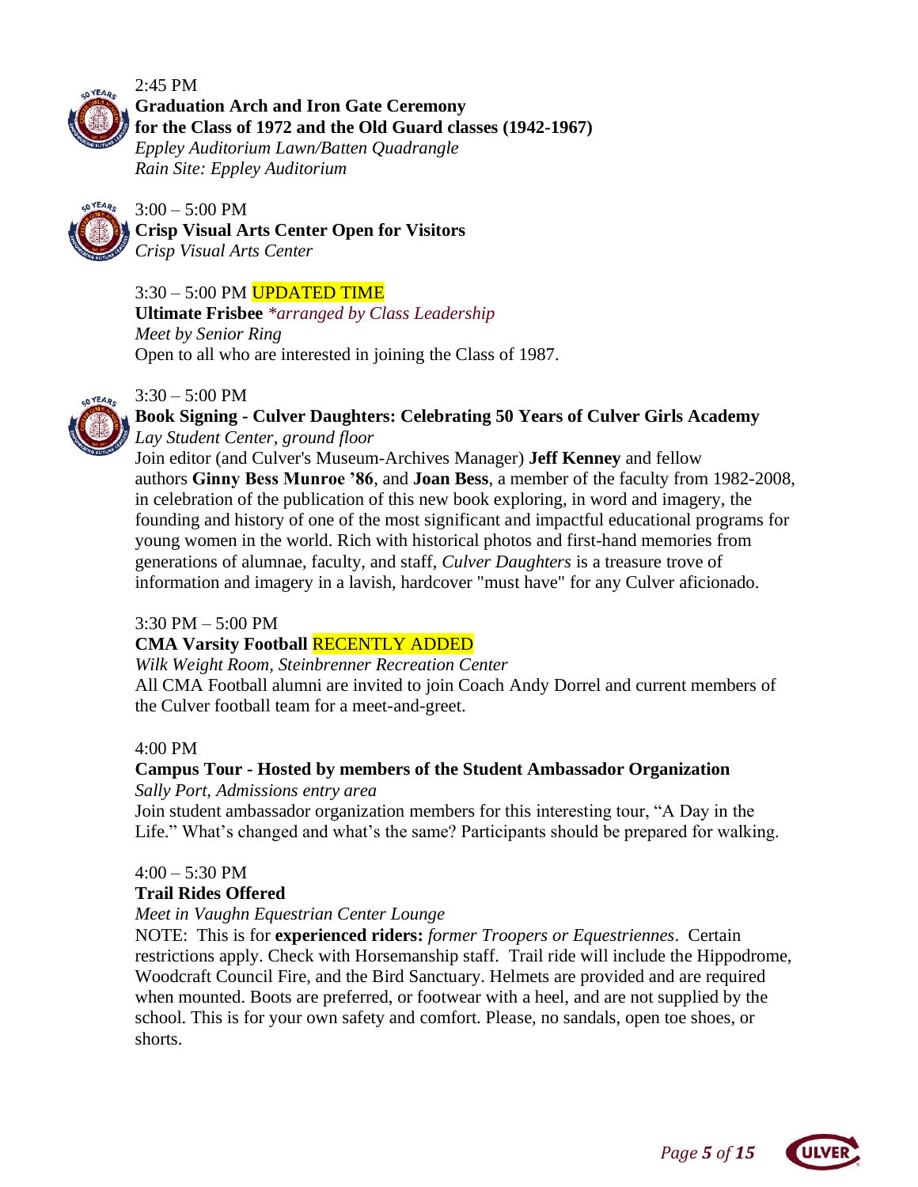2:45 PM
**Graduation Arch and Iron Gate Ceremony for the Class of 1972 and the Old Guard classes (1942-1967)**
*Eppley Auditorium Lawn/Batten Quadrangle*
*Rain Site: Eppley Auditorium*

3:00 – 5:00 PM
**Crisp Visual Arts Center Open for Visitors**
*Crisp Visual Arts Center*

3:30 – 5:00 PM UPDATED TIME
**Ultimate Frisbee** *\*arranged by Class Leadership*
*Meet by Senior Ring*
Open to all who are interested in joining the Class of 1987.

3:30 – 5:00 PM
**Book Signing - Culver Daughters: Celebrating 50 Years of Culver Girls Academy**
*Lay Student Center, ground floor*
Join editor (and Culver's Museum-Archives Manager) **Jeff Kenney** and fellow authors **Ginny Bess Munroe '86**, and **Joan Bess**, a member of the faculty from 1982-2008, in celebration of the publication of this new book exploring, in word and imagery, the founding and history of one of the most significant and impactful educational programs for young women in the world. Rich with historical photos and first-hand memories from generations of alumnae, faculty, and staff, *Culver Daughters* is a treasure trove of information and imagery in a lavish, hardcover "must have" for any Culver aficionado.

3:30 PM – 5:00 PM
**CMA Varsity Football** RECENTLY ADDED
*Wilk Weight Room, Steinbrenner Recreation Center*
All CMA Football alumni are invited to join Coach Andy Dorrel and current members of the Culver football team for a meet-and-greet.

4:00 PM
**Campus Tour - Hosted by members of the Student Ambassador Organization**
*Sally Port, Admissions entry area*
Join student ambassador organization members for this interesting tour, "A Day in the Life." What's changed and what's the same? Participants should be prepared for walking.

4:00 – 5:30 PM
**Trail Rides Offered**
*Meet in Vaughn Equestrian Center Lounge*
NOTE: This is for **experienced riders:** *former Troopers or Equestriennes*. Certain restrictions apply. Check with Horsemanship staff. Trail ride will include the Hippodrome, Woodcraft Council Fire, and the Bird Sanctuary. Helmets are provided and are required when mounted. Boots are preferred, or footwear with a heel, and are not supplied by the school. This is for your own safety and comfort. Please, no sandals, open toe shoes, or shorts.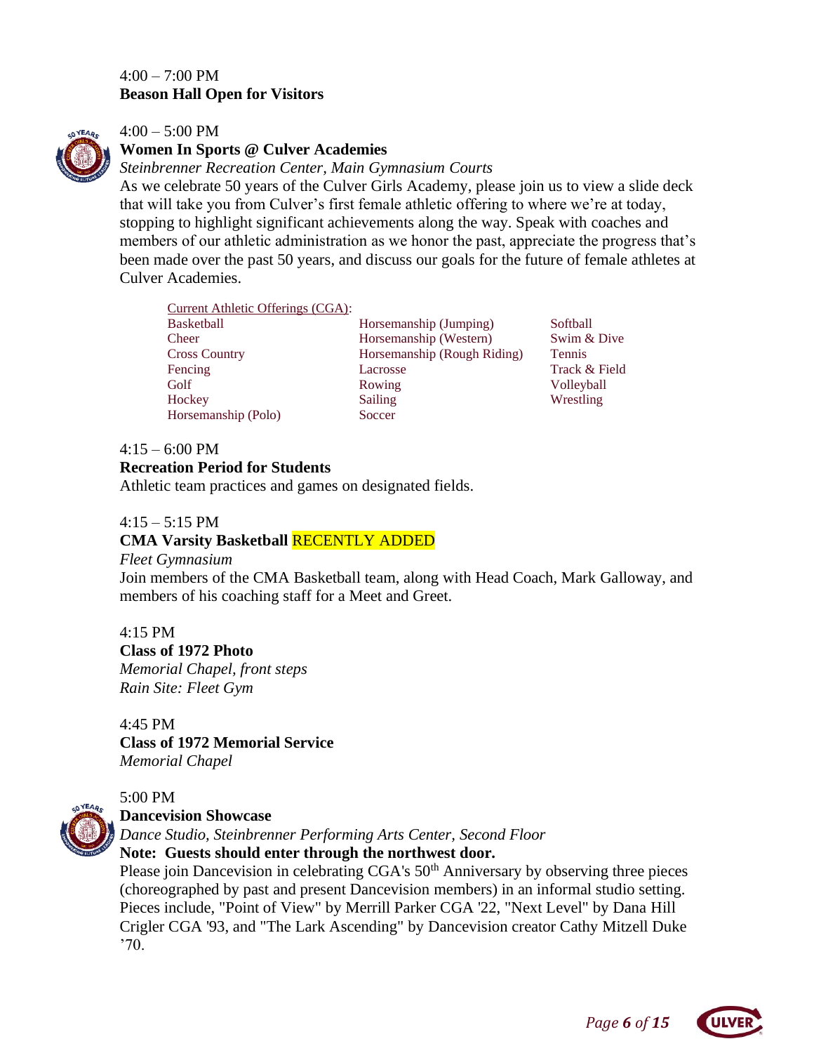4:00 – 7:00 PM
**Beason Hall Open for Visitors**

4:00 – 5:00 PM
**Women In Sports @ Culver Academies**
*Steinbrenner Recreation Center, Main Gymnasium Courts*
As we celebrate 50 years of the Culver Girls Academy, please join us to view a slide deck that will take you from Culver's first female athletic offering to where we're at today, stopping to highlight significant achievements along the way. Speak with coaches and members of our athletic administration as we honor the past, appreciate the progress that's been made over the past 50 years, and discuss our goals for the future of female athletes at Culver Academies.

Current Athletic Offerings (CGA):

| | | |
|---|---|---|
| Basketball | Horsemanship (Jumping) | Softball |
| Cheer | Horsemanship (Western) | Swim & Dive |
| Cross Country | Horsemanship (Rough Riding) | Tennis |
| Fencing | Lacrosse | Track & Field |
| Golf | Rowing | Volleyball |
| Hockey | Sailing | Wrestling |
| Horsemanship (Polo) | Soccer | |

4:15 – 6:00 PM
**Recreation Period for Students**
Athletic team practices and games on designated fields.

4:15 – 5:15 PM
**CMA Varsity Basketball** RECENTLY ADDED
*Fleet Gymnasium*
Join members of the CMA Basketball team, along with Head Coach, Mark Galloway, and members of his coaching staff for a Meet and Greet.

4:15 PM
**Class of 1972 Photo**
*Memorial Chapel, front steps*
*Rain Site: Fleet Gym*

4:45 PM
**Class of 1972 Memorial Service**
*Memorial Chapel*

5:00 PM
**Dancevision Showcase**
*Dance Studio, Steinbrenner Performing Arts Center, Second Floor*
**Note: Guests should enter through the northwest door.**
Please join Dancevision in celebrating CGA's 50th Anniversary by observing three pieces (choreographed by past and present Dancevision members) in an informal studio setting. Pieces include, "Point of View" by Merrill Parker CGA '22, "Next Level" by Dana Hill Crigler CGA '93, and "The Lark Ascending" by Dancevision creator Cathy Mitzell Duke '70.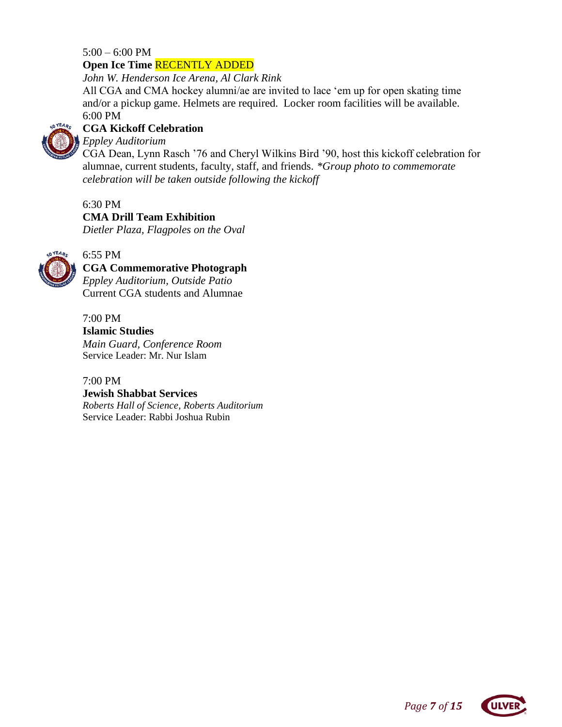5:00 – 6:00 PM
**Open Ice Time** RECENTLY ADDED
*John W. Henderson Ice Arena, Al Clark Rink*
All CGA and CMA hockey alumni/ae are invited to lace 'em up for open skating time and/or a pickup game. Helmets are required. Locker room facilities will be available.

6:00 PM
**CGA Kickoff Celebration**
*Eppley Auditorium*
CGA Dean, Lynn Rasch '76 and Cheryl Wilkins Bird '90, host this kickoff celebration for alumnae, current students, faculty, staff, and friends. **Group photo to commemorate celebration will be taken outside following the kickoff*

6:30 PM
**CMA Drill Team Exhibition**
*Dietler Plaza, Flagpoles on the Oval*

6:55 PM
**CGA Commemorative Photograph**
*Eppley Auditorium, Outside Patio*
Current CGA students and Alumnae

7:00 PM
**Islamic Studies**
*Main Guard, Conference Room*
Service Leader: Mr. Nur Islam

7:00 PM
**Jewish Shabbat Services**
*Roberts Hall of Science, Roberts Auditorium*
Service Leader: Rabbi Joshua Rubin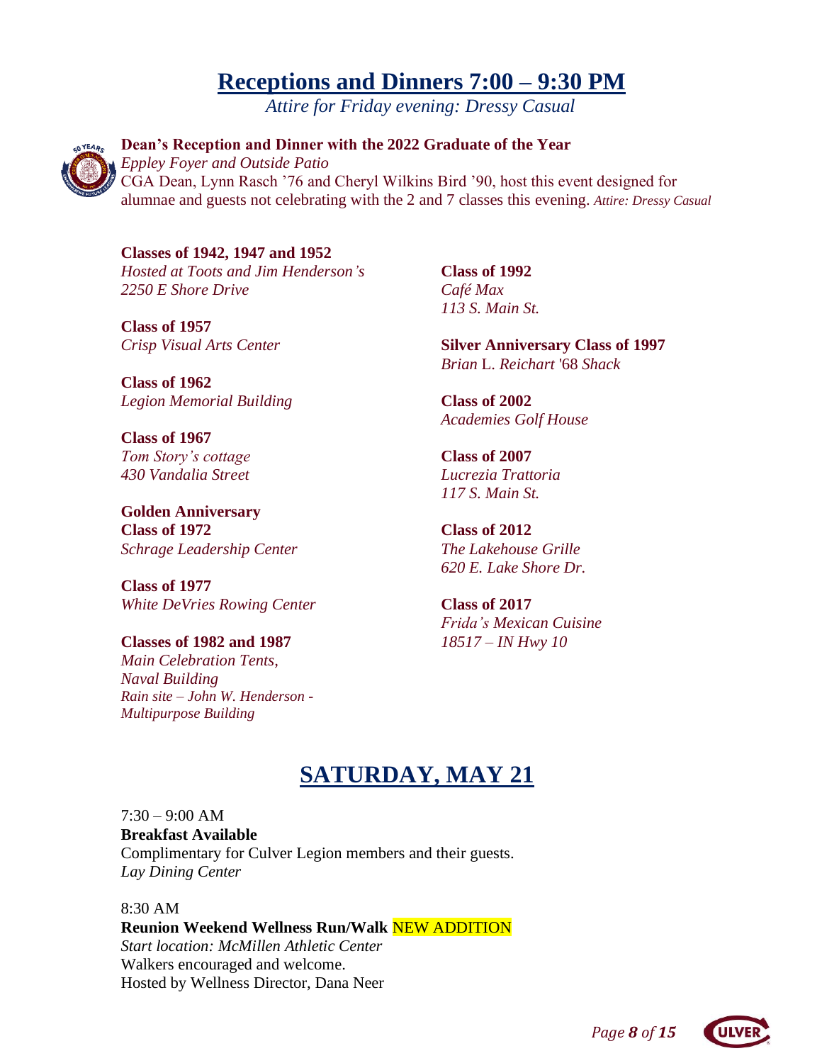# Receptions and Dinners 7:00 – 9:30 PM

*Attire for Friday evening: Dressy Casual*

**Dean's Reception and Dinner with the 2022 Graduate of the Year**
*Eppley Foyer and Outside Patio*
CGA Dean, Lynn Rasch '76 and Cheryl Wilkins Bird '90, host this event designed for alumnae and guests not celebrating with the 2 and 7 classes this evening. *Attire: Dressy Casual*

**Classes of 1942, 1947 and 1952**
*Hosted at Toots and Jim Henderson's*
*2250 E Shore Drive*

**Class of 1957**
*Crisp Visual Arts Center*

**Class of 1962**
*Legion Memorial Building*

**Class of 1967**
*Tom Story's cottage*
*430 Vandalia Street*

**Golden Anniversary**
**Class of 1972**
*Schrage Leadership Center*

**Class of 1977**
*White DeVries Rowing Center*

**Classes of 1982 and 1987**
*Main Celebration Tents,*
*Naval Building*
*Rain site – John W. Henderson - Multipurpose Building*

**Class of 1992**
*Café Max*
*113 S. Main St.*

**Silver Anniversary Class of 1997**
*Brian* L. *Reichart* '68 *Shack*

**Class of 2002**
*Academies Golf House*

**Class of 2007**
*Lucrezia Trattoria*
*117 S. Main St.*

**Class of 2012**
*The Lakehouse Grille*
*620 E. Lake Shore Dr.*

**Class of 2017**
*Frida's Mexican Cuisine*
*18517 – IN Hwy 10*

# SATURDAY, MAY 21

7:30 – 9:00 AM
**Breakfast Available**
Complimentary for Culver Legion members and their guests.
*Lay Dining Center*

8:30 AM
**Reunion Weekend Wellness Run/Walk** NEW ADDITION
*Start location: McMillen Athletic Center*
Walkers encouraged and welcome.
Hosted by Wellness Director, Dana Neer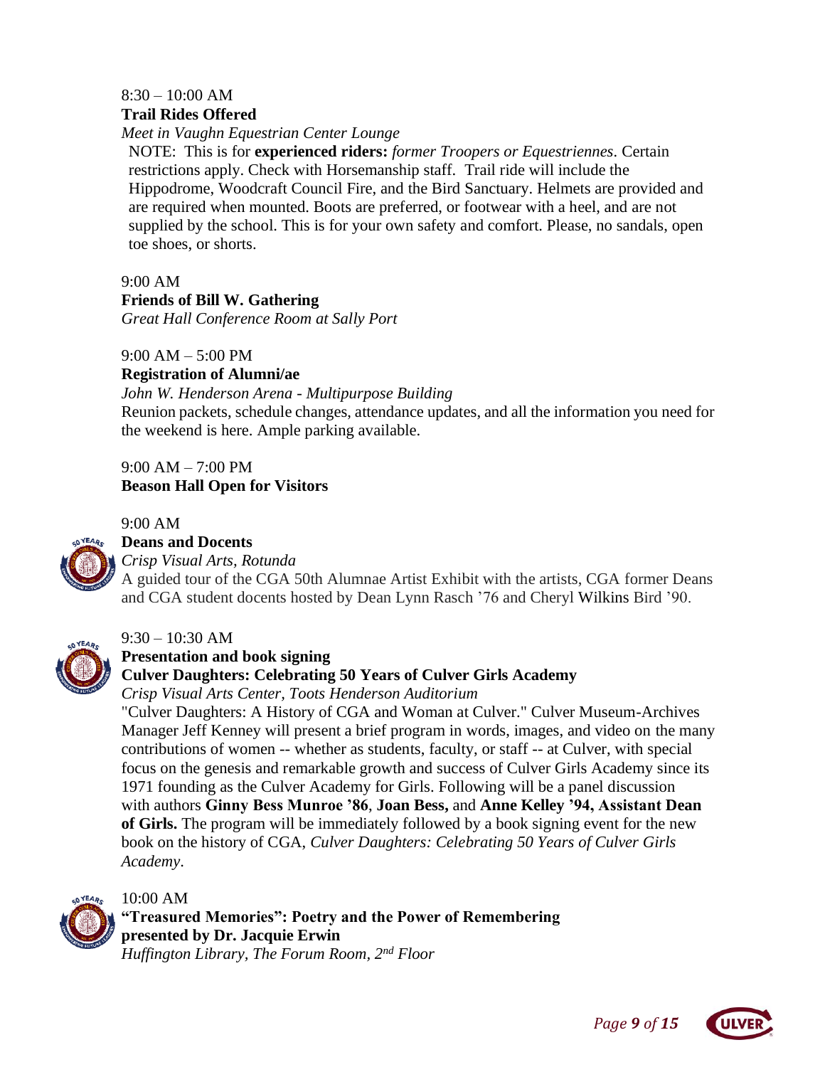8:30 – 10:00 AM

**Trail Rides Offered**

*Meet in Vaughn Equestrian Center Lounge*

NOTE: This is for **experienced riders:** *former Troopers or Equestriennes*. Certain restrictions apply. Check with Horsemanship staff. Trail ride will include the Hippodrome, Woodcraft Council Fire, and the Bird Sanctuary. Helmets are provided and are required when mounted. Boots are preferred, or footwear with a heel, and are not supplied by the school. This is for your own safety and comfort. Please, no sandals, open toe shoes, or shorts.

9:00 AM

**Friends of Bill W. Gathering**

*Great Hall Conference Room at Sally Port*

9:00 AM – 5:00 PM

**Registration of Alumni/ae**

*John W. Henderson Arena - Multipurpose Building*

Reunion packets, schedule changes, attendance updates, and all the information you need for the weekend is here. Ample parking available.

9:00 AM – 7:00 PM

**Beason Hall Open for Visitors**

9:00 AM

**Deans and Docents**

*Crisp Visual Arts, Rotunda*

A guided tour of the CGA 50th Alumnae Artist Exhibit with the artists, CGA former Deans and CGA student docents hosted by Dean Lynn Rasch '76 and Cheryl Wilkins Bird '90.

9:30 – 10:30 AM

**Presentation and book signing**

**Culver Daughters: Celebrating 50 Years of Culver Girls Academy**

*Crisp Visual Arts Center, Toots Henderson Auditorium*

"Culver Daughters: A History of CGA and Woman at Culver." Culver Museum-Archives Manager Jeff Kenney will present a brief program in words, images, and video on the many contributions of women -- whether as students, faculty, or staff -- at Culver, with special focus on the genesis and remarkable growth and success of Culver Girls Academy since its 1971 founding as the Culver Academy for Girls. Following will be a panel discussion with authors **Ginny Bess Munroe '86**, **Joan Bess,** and **Anne Kelley '94, Assistant Dean of Girls.** The program will be immediately followed by a book signing event for the new book on the history of CGA, *Culver Daughters: Celebrating 50 Years of Culver Girls Academy*.

10:00 AM

**"Treasured Memories": Poetry and the Power of Remembering presented by Dr. Jacquie Erwin**

*Huffington Library, The Forum Room, 2nd Floor*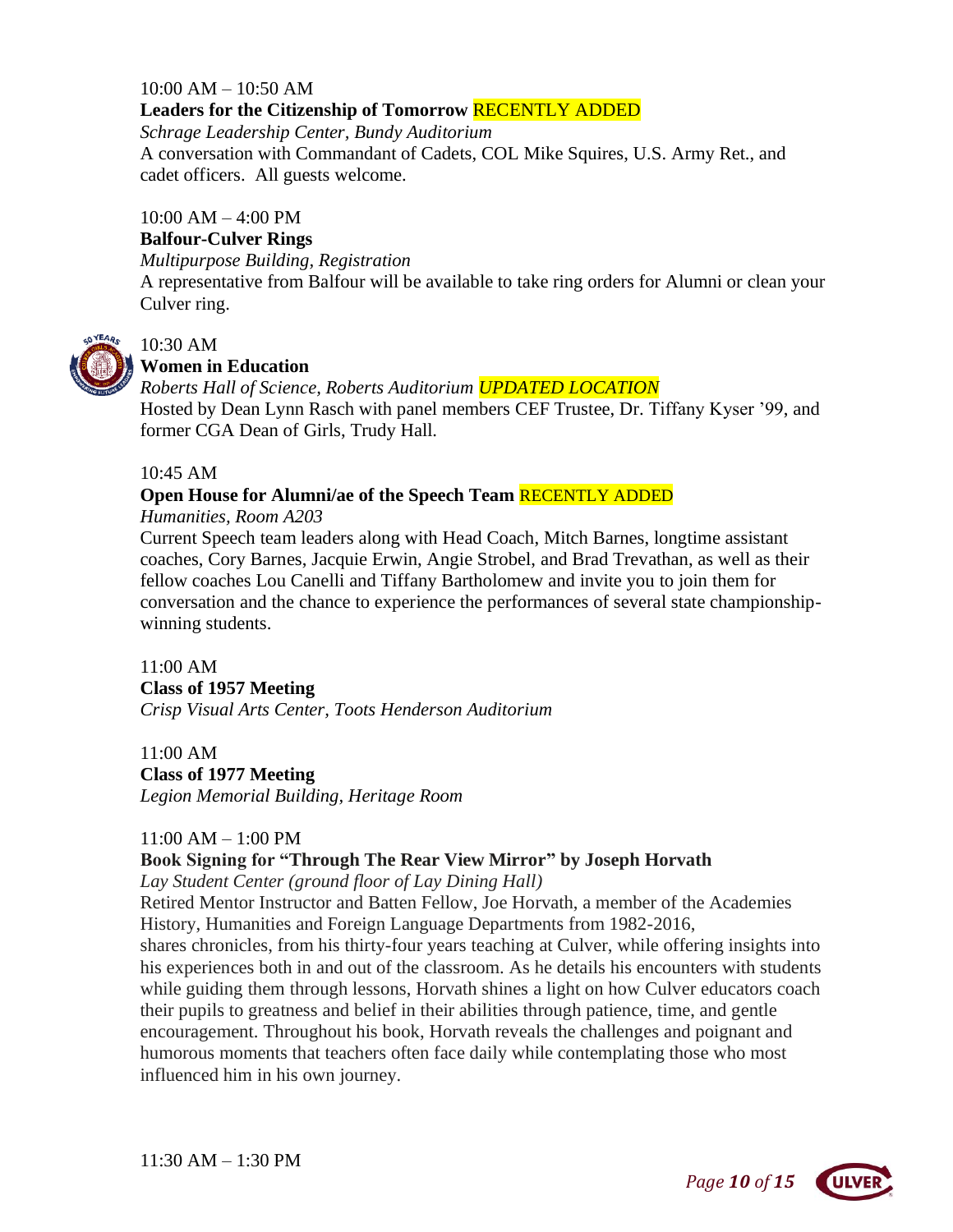10:00 AM – 10:50 AM
**Leaders for the Citizenship of Tomorrow** RECENTLY ADDED
*Schrage Leadership Center, Bundy Auditorium*
A conversation with Commandant of Cadets, COL Mike Squires, U.S. Army Ret., and cadet officers. All guests welcome.

10:00 AM – 4:00 PM
**Balfour-Culver Rings**
*Multipurpose Building, Registration*
A representative from Balfour will be available to take ring orders for Alumni or clean your Culver ring.

10:30 AM
**Women in Education**
*Roberts Hall of Science, Roberts Auditorium* ***UPDATED LOCATION***
Hosted by Dean Lynn Rasch with panel members CEF Trustee, Dr. Tiffany Kyser '99, and former CGA Dean of Girls, Trudy Hall.

10:45 AM
**Open House for Alumni/ae of the Speech Team** RECENTLY ADDED
*Humanities, Room A203*
Current Speech team leaders along with Head Coach, Mitch Barnes, longtime assistant coaches, Cory Barnes, Jacquie Erwin, Angie Strobel, and Brad Trevathan, as well as their fellow coaches Lou Canelli and Tiffany Bartholomew and invite you to join them for conversation and the chance to experience the performances of several state championship-winning students.

11:00 AM
**Class of 1957 Meeting**
*Crisp Visual Arts Center, Toots Henderson Auditorium*

11:00 AM
**Class of 1977 Meeting**
*Legion Memorial Building, Heritage Room*

11:00 AM – 1:00 PM
**Book Signing for "Through The Rear View Mirror" by Joseph Horvath**
*Lay Student Center (ground floor of Lay Dining Hall)*
Retired Mentor Instructor and Batten Fellow, Joe Horvath, a member of the Academies History, Humanities and Foreign Language Departments from 1982-2016, shares chronicles, from his thirty-four years teaching at Culver, while offering insights into his experiences both in and out of the classroom. As he details his encounters with students while guiding them through lessons, Horvath shines a light on how Culver educators coach their pupils to greatness and belief in their abilities through patience, time, and gentle encouragement. Throughout his book, Horvath reveals the challenges and poignant and humorous moments that teachers often face daily while contemplating those who most influenced him in his own journey.

11:30 AM – 1:30 PM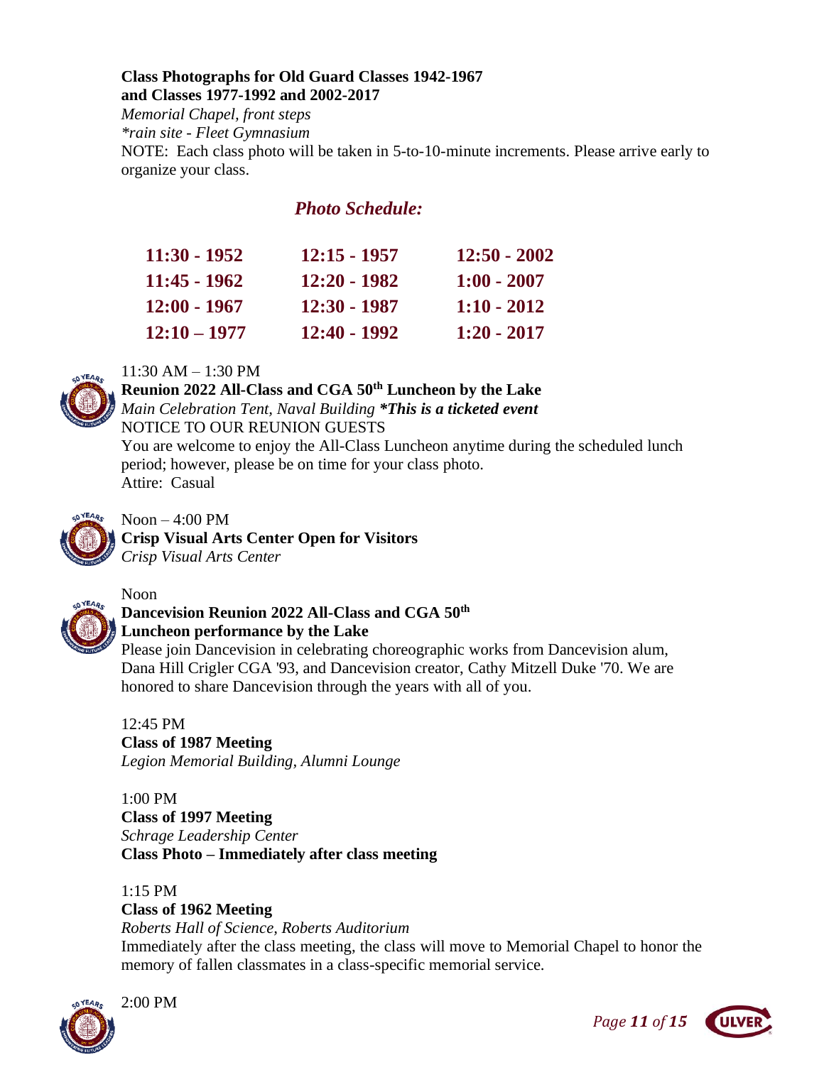**Class Photographs for Old Guard Classes 1942-1967**
**and Classes 1977-1992 and 2002-2017**

*Memorial Chapel, front steps*
*\*rain site - Fleet Gymnasium*
NOTE: Each class photo will be taken in 5-to-10-minute increments. Please arrive early to organize your class.

### *Photo Schedule:*

| | | |
|---|---|---|
| **11:30 - 1952** | **12:15 - 1957** | **12:50 - 2002** |
| **11:45 - 1962** | **12:20 - 1982** | **1:00 - 2007** |
| **12:00 - 1967** | **12:30 - 1987** | **1:10 - 2012** |
| **12:10 – 1977** | **12:40 - 1992** | **1:20 - 2017** |

11:30 AM – 1:30 PM
**Reunion 2022 All-Class and CGA 50th Luncheon by the Lake**
*Main Celebration Tent, Naval Building* ***\*This is a ticketed event***
NOTICE TO OUR REUNION GUESTS
You are welcome to enjoy the All-Class Luncheon anytime during the scheduled lunch period; however, please be on time for your class photo.
Attire: Casual

Noon – 4:00 PM
**Crisp Visual Arts Center Open for Visitors**
*Crisp Visual Arts Center*

Noon
**Dancevision Reunion 2022 All-Class and CGA 50th Luncheon performance by the Lake**
Please join Dancevision in celebrating choreographic works from Dancevision alum, Dana Hill Crigler CGA '93, and Dancevision creator, Cathy Mitzell Duke '70. We are honored to share Dancevision through the years with all of you.

12:45 PM
**Class of 1987 Meeting**
*Legion Memorial Building, Alumni Lounge*

1:00 PM
**Class of 1997 Meeting**
*Schrage Leadership Center*
**Class Photo – Immediately after class meeting**

1:15 PM
**Class of 1962 Meeting**
*Roberts Hall of Science, Roberts Auditorium*
Immediately after the class meeting, the class will move to Memorial Chapel to honor the memory of fallen classmates in a class-specific memorial service.

2:00 PM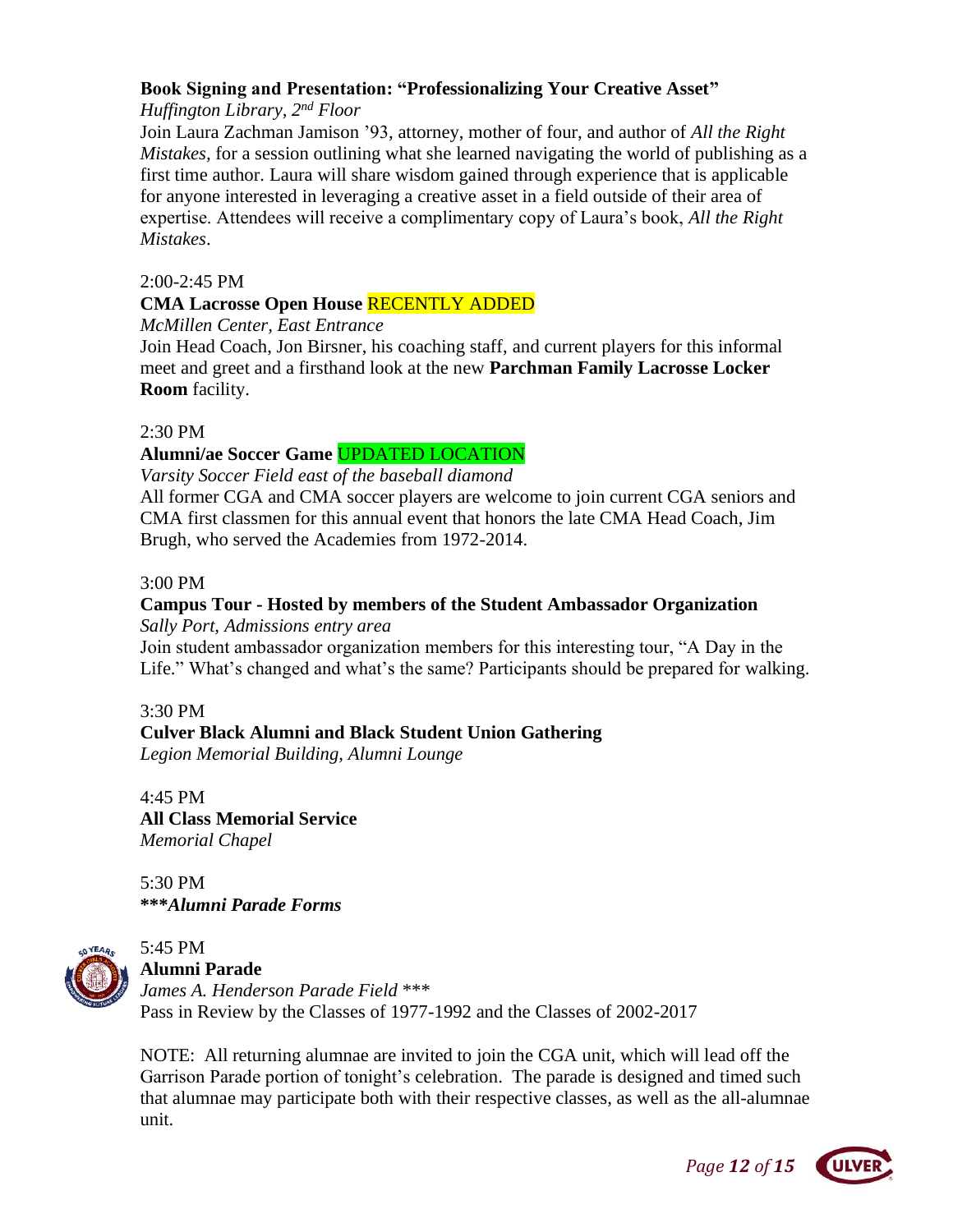**Book Signing and Presentation: "Professionalizing Your Creative Asset"**
*Huffington Library, 2nd Floor*
Join Laura Zachman Jamison '93, attorney, mother of four, and author of *All the Right Mistakes,* for a session outlining what she learned navigating the world of publishing as a first time author. Laura will share wisdom gained through experience that is applicable for anyone interested in leveraging a creative asset in a field outside of their area of expertise. Attendees will receive a complimentary copy of Laura's book, *All the Right Mistakes*.

2:00-2:45 PM
**CMA Lacrosse Open House** RECENTLY ADDED
*McMillen Center, East Entrance*
Join Head Coach, Jon Birsner, his coaching staff, and current players for this informal meet and greet and a firsthand look at the new **Parchman Family Lacrosse Locker Room** facility.

2:30 PM
**Alumni/ae Soccer Game** UPDATED LOCATION
*Varsity Soccer Field east of the baseball diamond*
All former CGA and CMA soccer players are welcome to join current CGA seniors and CMA first classmen for this annual event that honors the late CMA Head Coach, Jim Brugh, who served the Academies from 1972-2014.

3:00 PM
**Campus Tour - Hosted by members of the Student Ambassador Organization**
*Sally Port, Admissions entry area*
Join student ambassador organization members for this interesting tour, "A Day in the Life." What's changed and what's the same? Participants should be prepared for walking.

3:30 PM
**Culver Black Alumni and Black Student Union Gathering**
*Legion Memorial Building, Alumni Lounge*

4:45 PM
**All Class Memorial Service**
*Memorial Chapel*

5:30 PM
***\*\*\*Alumni Parade Forms***

5:45 PM
**Alumni Parade**
*James A. Henderson Parade Field* \*\*\*
Pass in Review by the Classes of 1977-1992 and the Classes of 2002-2017

NOTE: All returning alumnae are invited to join the CGA unit, which will lead off the Garrison Parade portion of tonight's celebration. The parade is designed and timed such that alumnae may participate both with their respective classes, as well as the all-alumnae unit.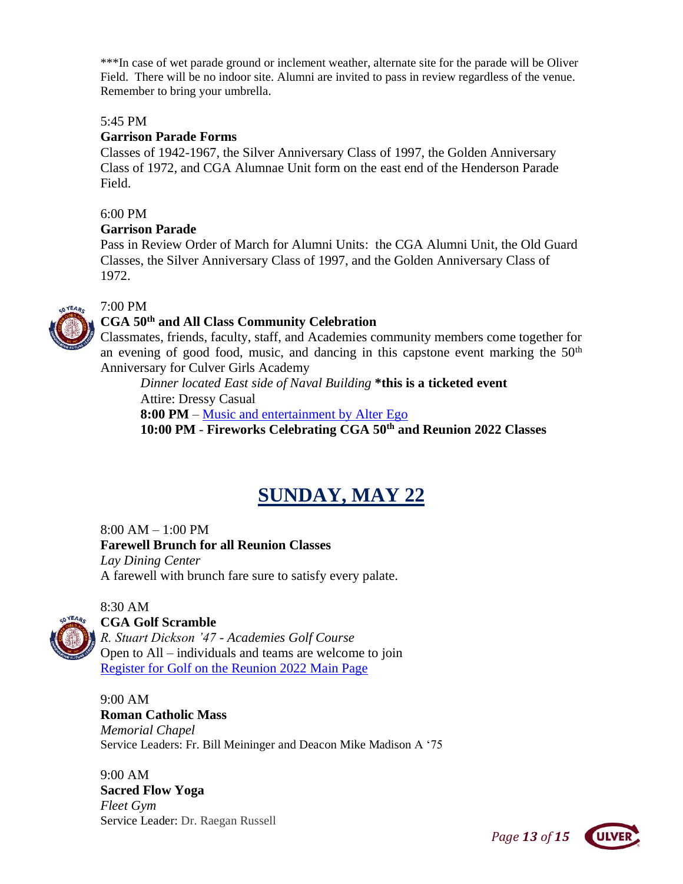***In case of wet parade ground or inclement weather, alternate site for the parade will be Oliver Field. There will be no indoor site. Alumni are invited to pass in review regardless of the venue. Remember to bring your umbrella.

5:45 PM

**Garrison Parade Forms**

Classes of 1942-1967, the Silver Anniversary Class of 1997, the Golden Anniversary Class of 1972, and CGA Alumnae Unit form on the east end of the Henderson Parade Field.

6:00 PM

**Garrison Parade**

Pass in Review Order of March for Alumni Units: the CGA Alumni Unit, the Old Guard Classes, the Silver Anniversary Class of 1997, and the Golden Anniversary Class of 1972.

7:00 PM

**CGA 50th and All Class Community Celebration**

Classmates, friends, faculty, staff, and Academies community members come together for an evening of good food, music, and dancing in this capstone event marking the 50th Anniversary for Culver Girls Academy

> *Dinner located East side of Naval Building* ***this is a ticketed event**
>
> Attire: Dressy Casual
>
> **8:00 PM** – Music and entertainment by Alter Ego
>
> **10:00 PM - Fireworks Celebrating CGA 50th and Reunion 2022 Classes**

## SUNDAY, MAY 22

8:00 AM – 1:00 PM

**Farewell Brunch for all Reunion Classes**

*Lay Dining Center*

A farewell with brunch fare sure to satisfy every palate.

8:30 AM

**CGA Golf Scramble**

*R. Stuart Dickson '47 - Academies Golf Course*

Open to All – individuals and teams are welcome to join

Register for Golf on the Reunion 2022 Main Page

9:00 AM

**Roman Catholic Mass**

*Memorial Chapel*

Service Leaders: Fr. Bill Meininger and Deacon Mike Madison A '75

9:00 AM

**Sacred Flow Yoga**

*Fleet Gym*

Service Leader: Dr. Raegan Russell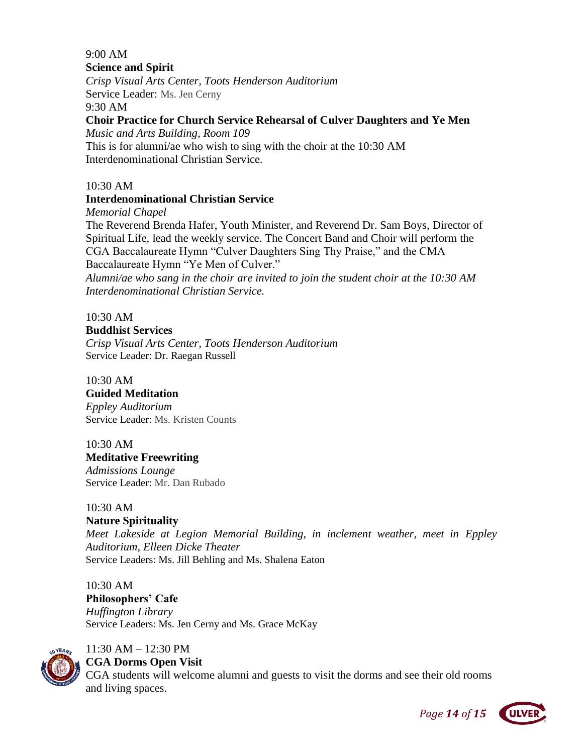9:00 AM
**Science and Spirit**
*Crisp Visual Arts Center, Toots Henderson Auditorium*
Service Leader: Ms. Jen Cerny

9:30 AM
**Choir Practice for Church Service Rehearsal of Culver Daughters and Ye Men**
*Music and Arts Building, Room 109*
This is for alumni/ae who wish to sing with the choir at the 10:30 AM Interdenominational Christian Service.

10:30 AM
**Interdenominational Christian Service**
*Memorial Chapel*
The Reverend Brenda Hafer, Youth Minister, and Reverend Dr. Sam Boys, Director of Spiritual Life, lead the weekly service. The Concert Band and Choir will perform the CGA Baccalaureate Hymn "Culver Daughters Sing Thy Praise," and the CMA Baccalaureate Hymn "Ye Men of Culver."
*Alumni/ae who sang in the choir are invited to join the student choir at the 10:30 AM Interdenominational Christian Service.*

10:30 AM
**Buddhist Services**
*Crisp Visual Arts Center, Toots Henderson Auditorium*
Service Leader: Dr. Raegan Russell

10:30 AM
**Guided Meditation**
*Eppley Auditorium*
Service Leader: Ms. Kristen Counts

10:30 AM
**Meditative Freewriting**
*Admissions Lounge*
Service Leader: Mr. Dan Rubado

10:30 AM
**Nature Spirituality**
*Meet Lakeside at Legion Memorial Building, in inclement weather, meet in Eppley Auditorium, Elleen Dicke Theater*
Service Leaders: Ms. Jill Behling and Ms. Shalena Eaton

10:30 AM
**Philosophers' Cafe**
*Huffington Library*
Service Leaders: Ms. Jen Cerny and Ms. Grace McKay

11:30 AM – 12:30 PM
**CGA Dorms Open Visit**
CGA students will welcome alumni and guests to visit the dorms and see their old rooms and living spaces.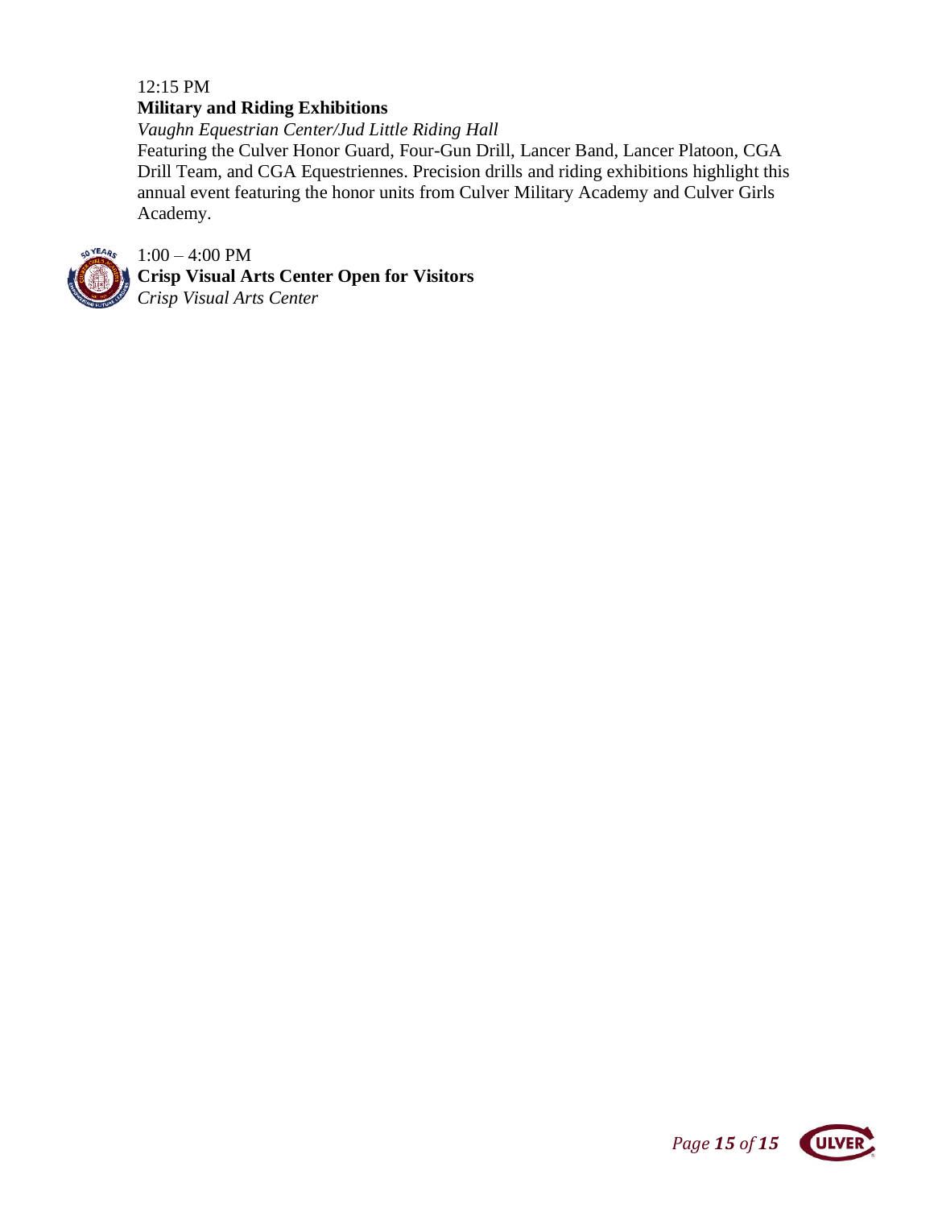12:15 PM

**Military and Riding Exhibitions**

*Vaughn Equestrian Center/Jud Little Riding Hall*

Featuring the Culver Honor Guard, Four-Gun Drill, Lancer Band, Lancer Platoon, CGA Drill Team, and CGA Equestriennes. Precision drills and riding exhibitions highlight this annual event featuring the honor units from Culver Military Academy and Culver Girls Academy.

1:00 – 4:00 PM

**Crisp Visual Arts Center Open for Visitors**

*Crisp Visual Arts Center*